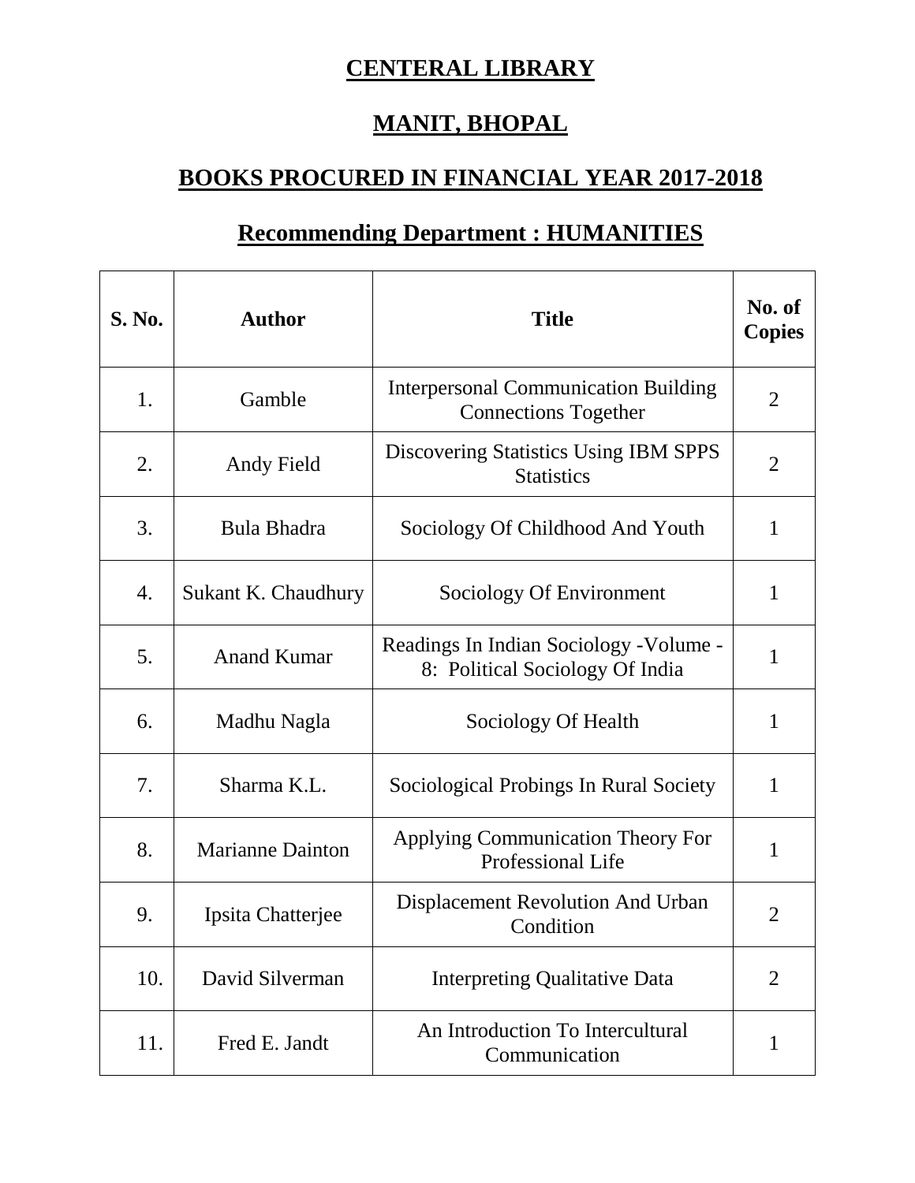# CENTERAL LIBRARY

# MANIT, BHOPAL

## BOOKS PROCURED IN FINANCIAL YEAR 2017-2018

### Recommending Department : HUMANITIES

| S. No. | Author | Title | No. of Copies |
|---|---|---|---|
| 1. | Gamble | Interpersonal Communication Building Connections Together | 2 |
| 2. | Andy Field | Discovering Statistics Using IBM SPPS Statistics | 2 |
| 3. | Bula Bhadra | Sociology Of Childhood And Youth | 1 |
| 4. | Sukant K. Chaudhury | Sociology Of Environment | 1 |
| 5. | Anand Kumar | Readings In Indian Sociology -Volume - 8: Political Sociology Of India | 1 |
| 6. | Madhu Nagla | Sociology Of Health | 1 |
| 7. | Sharma K.L. | Sociological Probings In Rural Society | 1 |
| 8. | Marianne Dainton | Applying Communication Theory For Professional Life | 1 |
| 9. | Ipsita Chatterjee | Displacement Revolution And Urban Condition | 2 |
| 10. | David Silverman | Interpreting Qualitative Data | 2 |
| 11. | Fred E. Jandt | An Introduction To Intercultural Communication | 1 |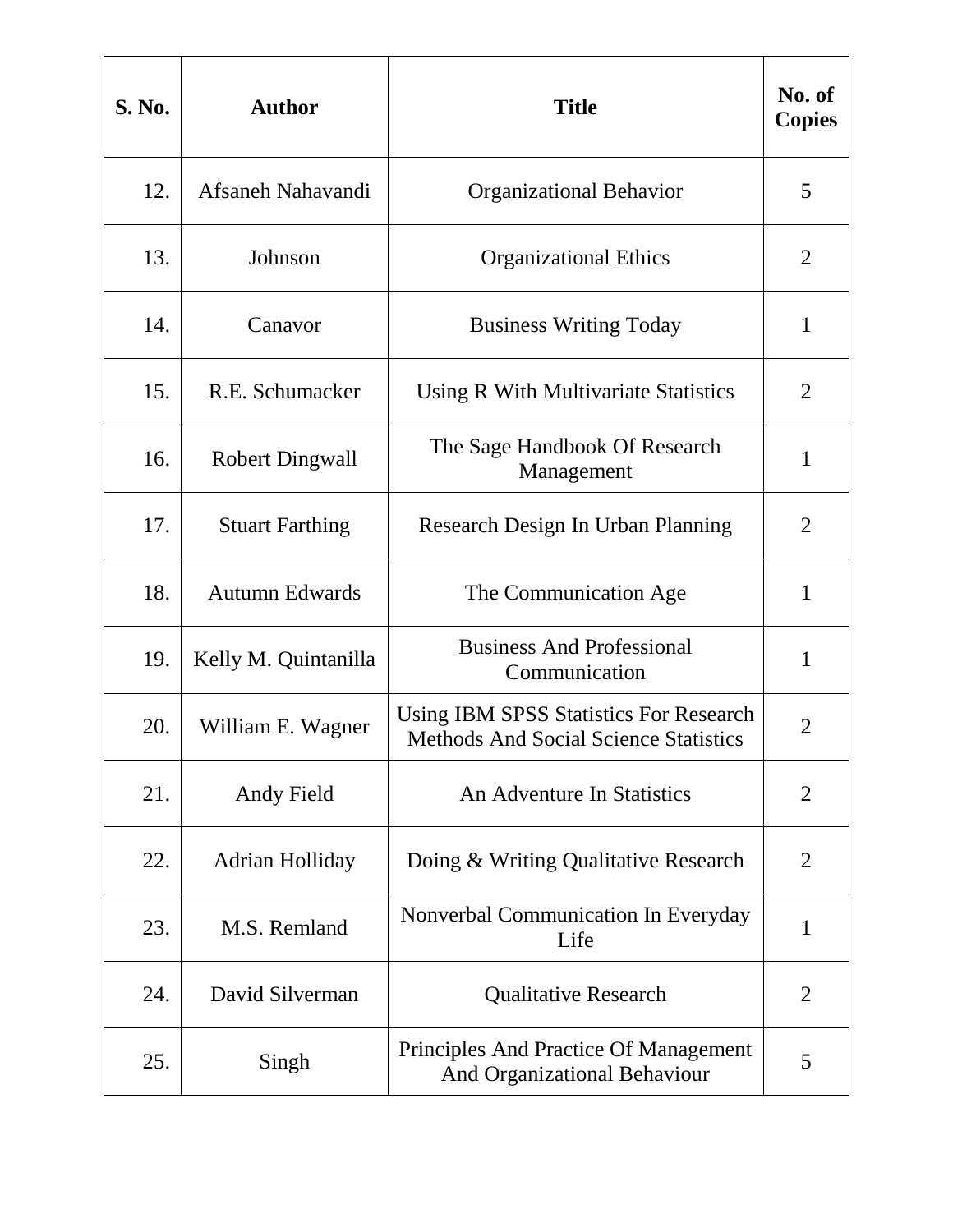| S. No. | Author | Title | No. of Copies |
|---|---|---|---|
| 12. | Afsaneh Nahavandi | Organizational Behavior | 5 |
| 13. | Johnson | Organizational Ethics | 2 |
| 14. | Canavor | Business Writing Today | 1 |
| 15. | R.E. Schumacker | Using R With Multivariate Statistics | 2 |
| 16. | Robert Dingwall | The Sage Handbook Of Research Management | 1 |
| 17. | Stuart Farthing | Research Design In Urban Planning | 2 |
| 18. | Autumn Edwards | The Communication Age | 1 |
| 19. | Kelly M. Quintanilla | Business And Professional Communication | 1 |
| 20. | William E. Wagner | Using IBM SPSS Statistics For Research Methods And Social Science Statistics | 2 |
| 21. | Andy Field | An Adventure In Statistics | 2 |
| 22. | Adrian Holliday | Doing & Writing Qualitative Research | 2 |
| 23. | M.S. Remland | Nonverbal Communication In Everyday Life | 1 |
| 24. | David Silverman | Qualitative Research | 2 |
| 25. | Singh | Principles And Practice Of Management And Organizational Behaviour | 5 |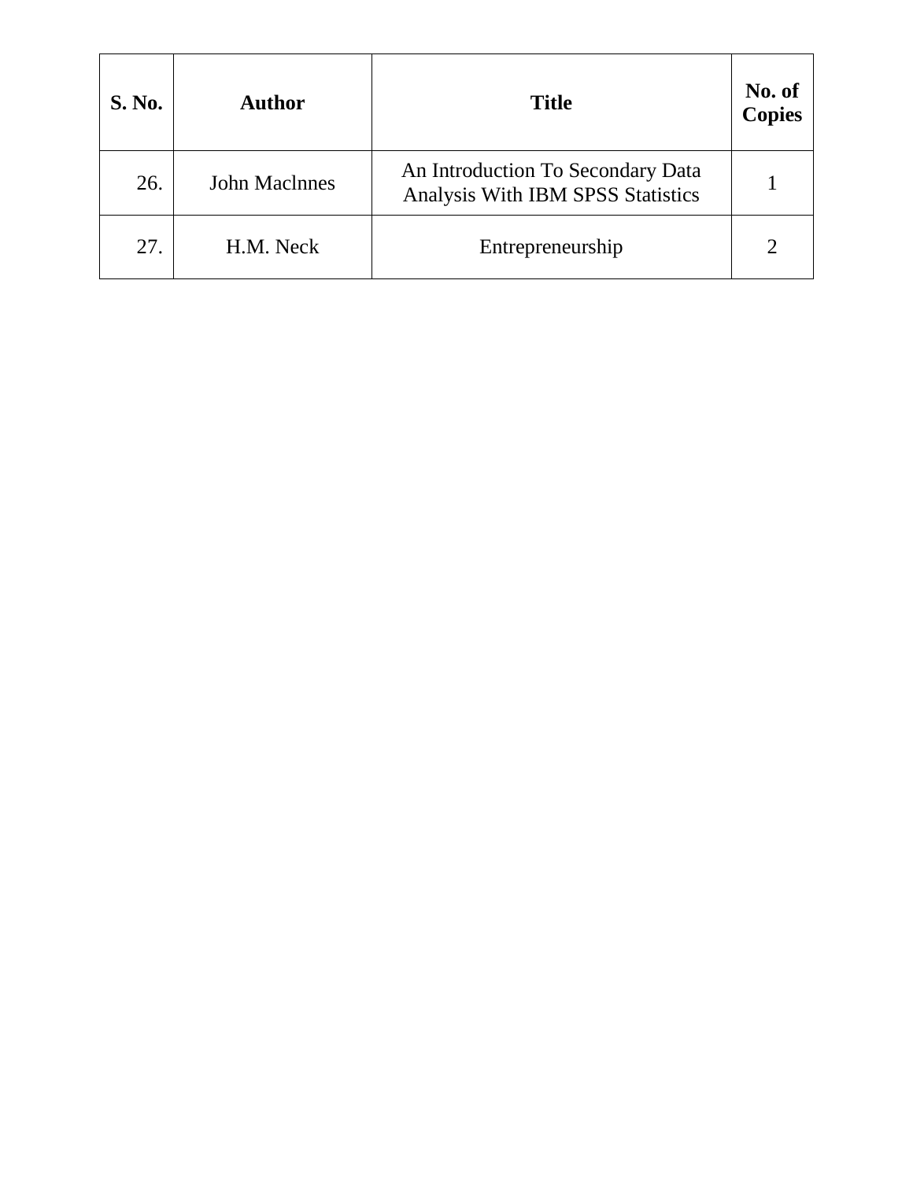| S. No. | Author | Title | No. of Copies |
|---|---|---|---|
| 26. | John Maclnnes | An Introduction To Secondary Data Analysis With IBM SPSS Statistics | 1 |
| 27. | H.M. Neck | Entrepreneurship | 2 |